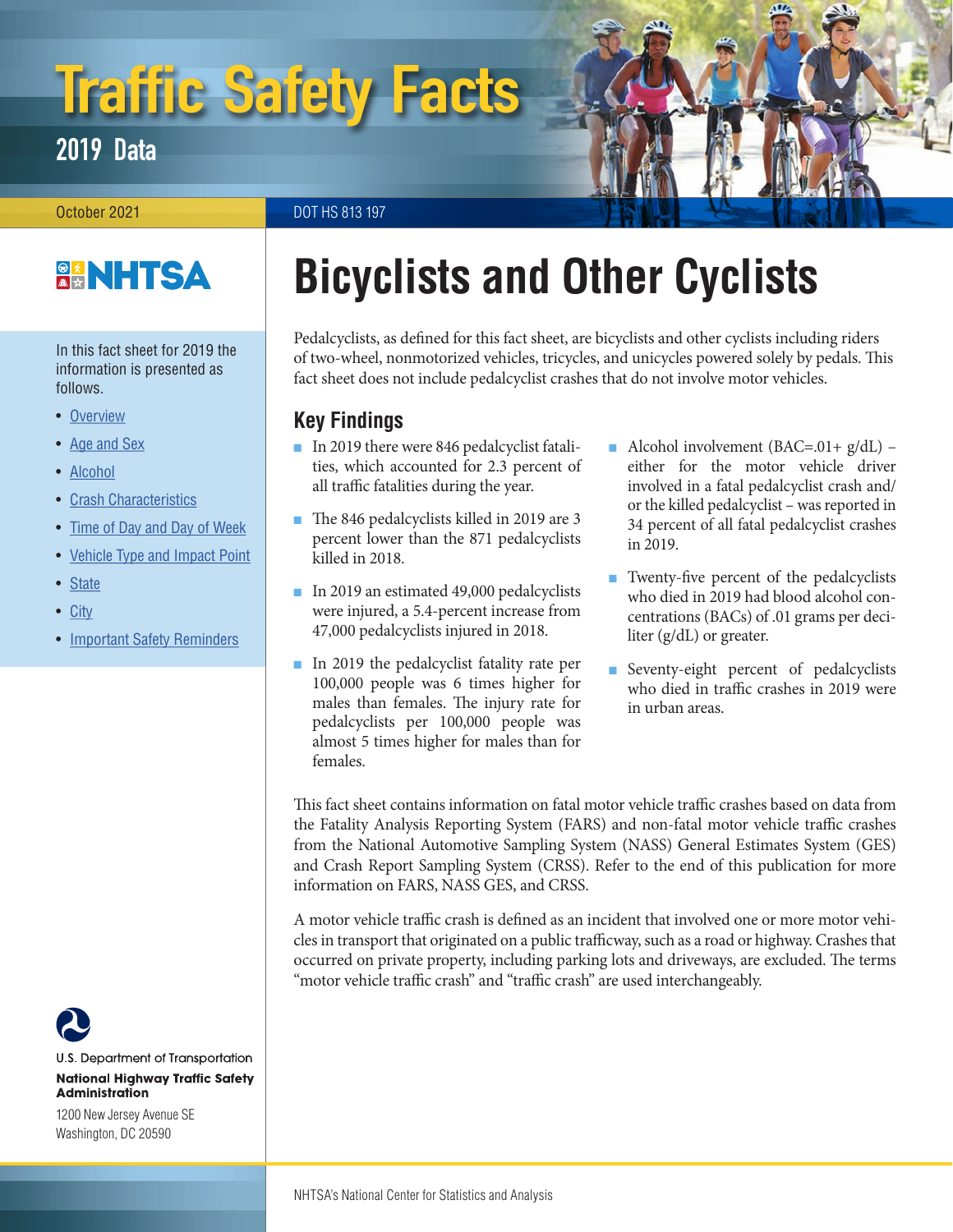# Traffic Safety Facts

## 2019 Data

October 2021

DOT HS 813 197

NHTSA

In this fact sheet for 2019 the information is presented as follows.

- Overview
- Age and Sex
- Alcohol
- Crash Characteristics
- Time of Day and Day of Week
- Vehicle Type and Impact Point
- State
- City
- Important Safety Reminders

# Bicyclists and Other Cyclists

Pedalcyclists, as defined for this fact sheet, are bicyclists and other cyclists including riders of two-wheel, nonmotorized vehicles, tricycles, and unicycles powered solely by pedals. This fact sheet does not include pedalcyclist crashes that do not involve motor vehicles.

## Key Findings

- In 2019 there were 846 pedalcyclist fatalities, which accounted for 2.3 percent of all traffic fatalities during the year.
- The 846 pedalcyclists killed in 2019 are 3 percent lower than the 871 pedalcyclists killed in 2018.
- In 2019 an estimated 49,000 pedalcyclists were injured, a 5.4-percent increase from 47,000 pedalcyclists injured in 2018.
- In 2019 the pedalcyclist fatality rate per 100,000 people was 6 times higher for males than females. The injury rate for pedalcyclists per 100,000 people was almost 5 times higher for males than for females.
- Alcohol involvement (BAC=.01+ g/dL) – either for the motor vehicle driver involved in a fatal pedalcyclist crash and/or the killed pedalcyclist – was reported in 34 percent of all fatal pedalcyclist crashes in 2019.
- Twenty-five percent of the pedalcyclists who died in 2019 had blood alcohol concentrations (BACs) of .01 grams per deciliter (g/dL) or greater.
- Seventy-eight percent of pedalcyclists who died in traffic crashes in 2019 were in urban areas.

This fact sheet contains information on fatal motor vehicle traffic crashes based on data from the Fatality Analysis Reporting System (FARS) and non-fatal motor vehicle traffic crashes from the National Automotive Sampling System (NASS) General Estimates System (GES) and Crash Report Sampling System (CRSS). Refer to the end of this publication for more information on FARS, NASS GES, and CRSS.

A motor vehicle traffic crash is defined as an incident that involved one or more motor vehicles in transport that originated on a public trafficway, such as a road or highway. Crashes that occurred on private property, including parking lots and driveways, are excluded. The terms "motor vehicle traffic crash" and "traffic crash" are used interchangeably.

U.S. Department of Transportation
**National Highway Traffic Safety Administration**
1200 New Jersey Avenue SE
Washington, DC 20590

NHTSA's National Center for Statistics and Analysis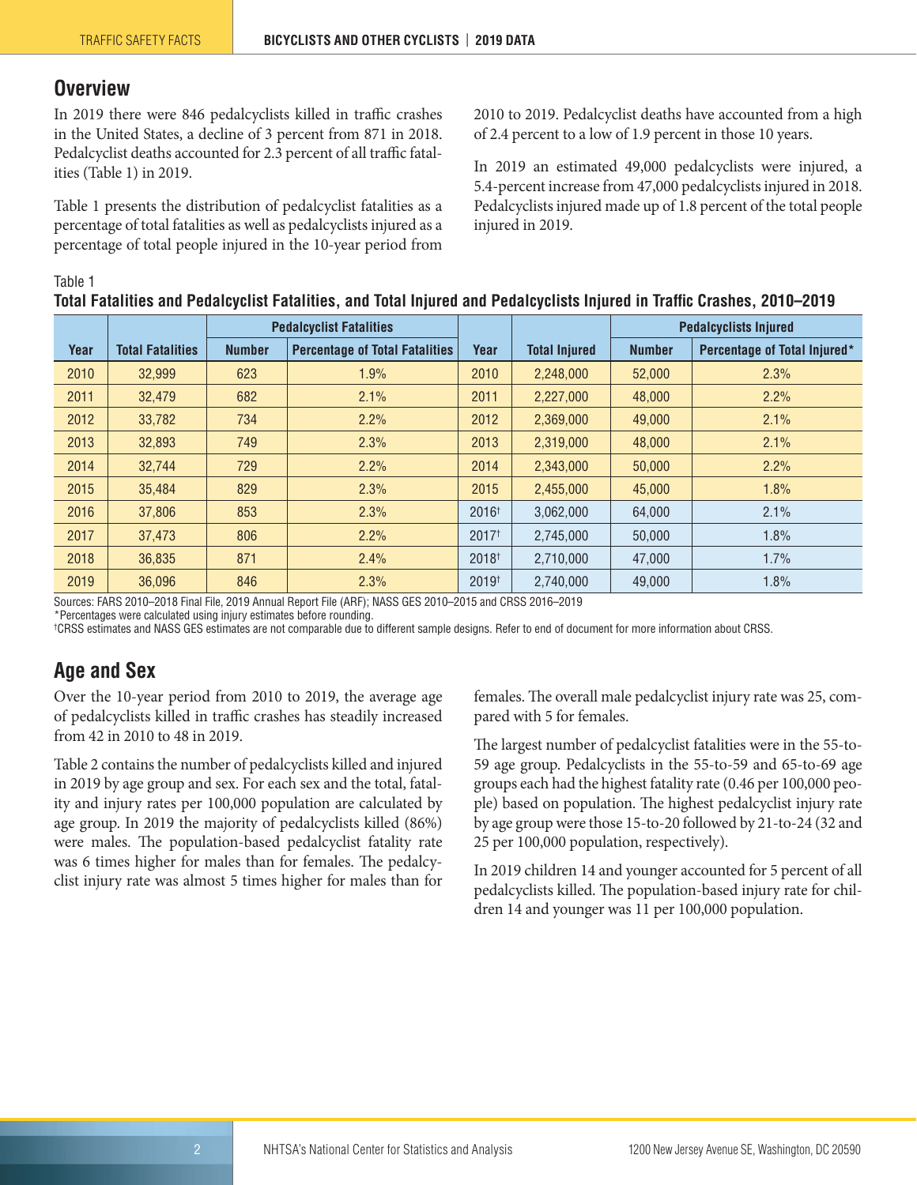## Overview

In 2019 there were 846 pedalcyclists killed in traffic crashes in the United States, a decline of 3 percent from 871 in 2018. Pedalcyclist deaths accounted for 2.3 percent of all traffic fatalities (Table 1) in 2019.

Table 1 presents the distribution of pedalcyclist fatalities as a percentage of total fatalities as well as pedalcyclists injured as a percentage of total people injured in the 10-year period from 2010 to 2019. Pedalcyclist deaths have accounted from a high of 2.4 percent to a low of 1.9 percent in those 10 years.

In 2019 an estimated 49,000 pedalcyclists were injured, a 5.4-percent increase from 47,000 pedalcyclists injured in 2018. Pedalcyclists injured made up of 1.8 percent of the total people injured in 2019.

Table 1
**Total Fatalities and Pedalcyclist Fatalities, and Total Injured and Pedalcyclists Injured in Traffic Crashes, 2010–2019**

| Year | Total Fatalities | Pedalcyclist Fatalities | | Year | Total Injured | Pedalcyclists Injured | |
|---|---|---|---|---|---|---|---|
| | | Number | Percentage of Total Fatalities | | | Number | Percentage of Total Injured* |
| 2010 | 32,999 | 623 | 1.9% | 2010 | 2,248,000 | 52,000 | 2.3% |
| 2011 | 32,479 | 682 | 2.1% | 2011 | 2,227,000 | 48,000 | 2.2% |
| 2012 | 33,782 | 734 | 2.2% | 2012 | 2,369,000 | 49,000 | 2.1% |
| 2013 | 32,893 | 749 | 2.3% | 2013 | 2,319,000 | 48,000 | 2.1% |
| 2014 | 32,744 | 729 | 2.2% | 2014 | 2,343,000 | 50,000 | 2.2% |
| 2015 | 35,484 | 829 | 2.3% | 2015 | 2,455,000 | 45,000 | 1.8% |
| 2016 | 37,806 | 853 | 2.3% | 2016† | 3,062,000 | 64,000 | 2.1% |
| 2017 | 37,473 | 806 | 2.2% | 2017† | 2,745,000 | 50,000 | 1.8% |
| 2018 | 36,835 | 871 | 2.4% | 2018† | 2,710,000 | 47,000 | 1.7% |
| 2019 | 36,096 | 846 | 2.3% | 2019† | 2,740,000 | 49,000 | 1.8% |

Sources: FARS 2010–2018 Final File, 2019 Annual Report File (ARF); NASS GES 2010–2015 and CRSS 2016–2019
*Percentages were calculated using injury estimates before rounding.
†CRSS estimates and NASS GES estimates are not comparable due to different sample designs. Refer to end of document for more information about CRSS.

## Age and Sex

Over the 10-year period from 2010 to 2019, the average age of pedalcyclists killed in traffic crashes has steadily increased from 42 in 2010 to 48 in 2019.

Table 2 contains the number of pedalcyclists killed and injured in 2019 by age group and sex. For each sex and the total, fatality and injury rates per 100,000 population are calculated by age group. In 2019 the majority of pedalcyclists killed (86%) were males. The population-based pedalcyclist fatality rate was 6 times higher for males than for females. The pedalcyclist injury rate was almost 5 times higher for males than for females. The overall male pedalcyclist injury rate was 25, compared with 5 for females.

The largest number of pedalcyclist fatalities were in the 55-to-59 age group. Pedalcyclists in the 55-to-59 and 65-to-69 age groups each had the highest fatality rate (0.46 per 100,000 people) based on population. The highest pedalcyclist injury rate by age group were those 15-to-20 followed by 21-to-24 (32 and 25 per 100,000 population, respectively).

In 2019 children 14 and younger accounted for 5 percent of all pedalcyclists killed. The population-based injury rate for children 14 and younger was 11 per 100,000 population.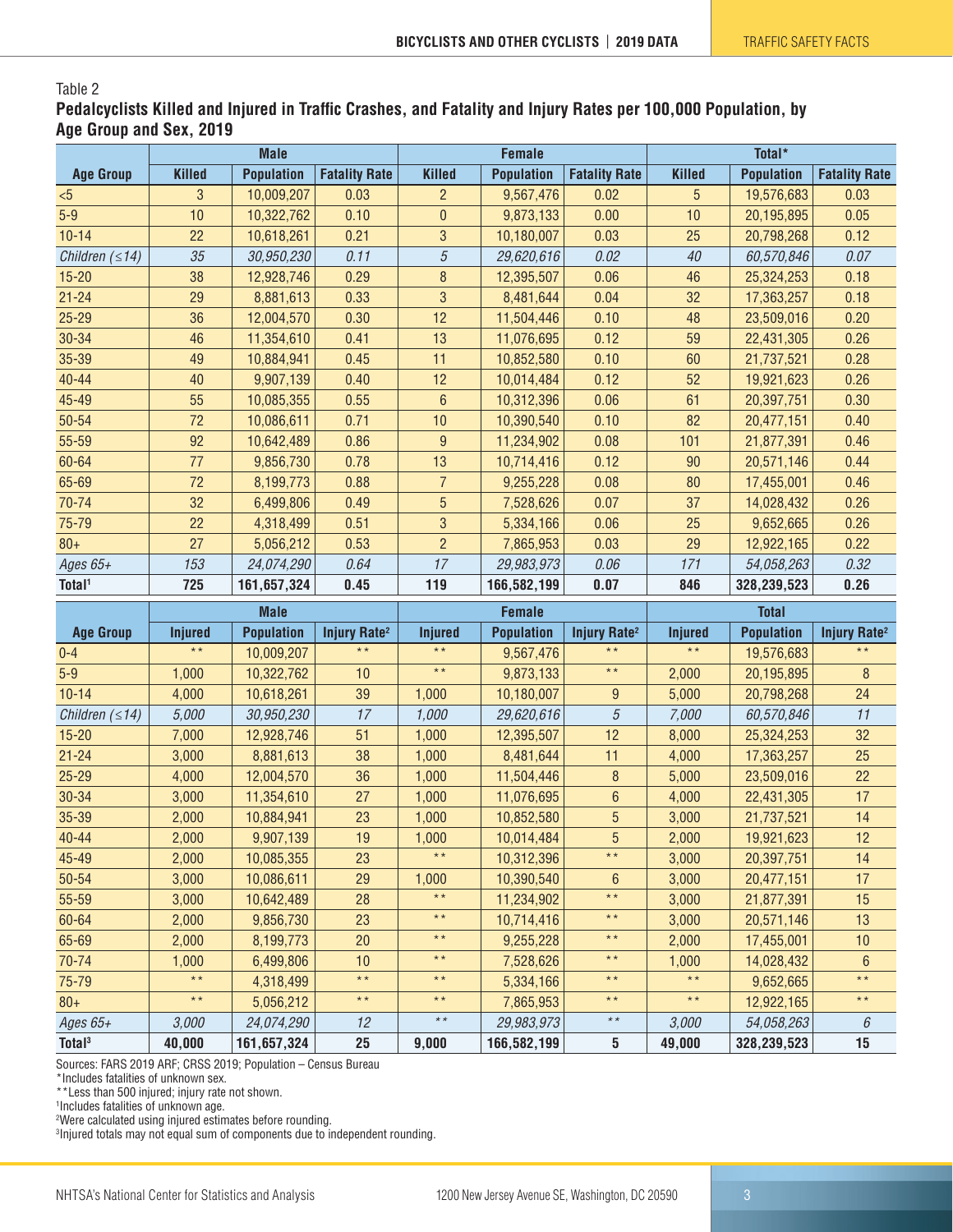Table 2

**Pedalcyclists Killed and Injured in Traffic Crashes, and Fatality and Injury Rates per 100,000 Population, by Age Group and Sex, 2019**

| | Male | | | Female | | | Total* | | |
|---|---|---|---|---|---|---|---|---|---|
| **Age Group** | **Killed** | **Population** | **Fatality Rate** | **Killed** | **Population** | **Fatality Rate** | **Killed** | **Population** | **Fatality Rate** |
| <5 | 3 | 10,009,207 | 0.03 | 2 | 9,567,476 | 0.02 | 5 | 19,576,683 | 0.03 |
| 5-9 | 10 | 10,322,762 | 0.10 | 0 | 9,873,133 | 0.00 | 10 | 20,195,895 | 0.05 |
| 10-14 | 22 | 10,618,261 | 0.21 | 3 | 10,180,007 | 0.03 | 25 | 20,798,268 | 0.12 |
| *Children (≤14)* | *35* | *30,950,230* | *0.11* | *5* | *29,620,616* | *0.02* | *40* | *60,570,846* | *0.07* |
| 15-20 | 38 | 12,928,746 | 0.29 | 8 | 12,395,507 | 0.06 | 46 | 25,324,253 | 0.18 |
| 21-24 | 29 | 8,881,613 | 0.33 | 3 | 8,481,644 | 0.04 | 32 | 17,363,257 | 0.18 |
| 25-29 | 36 | 12,004,570 | 0.30 | 12 | 11,504,446 | 0.10 | 48 | 23,509,016 | 0.20 |
| 30-34 | 46 | 11,354,610 | 0.41 | 13 | 11,076,695 | 0.12 | 59 | 22,431,305 | 0.26 |
| 35-39 | 49 | 10,884,941 | 0.45 | 11 | 10,852,580 | 0.10 | 60 | 21,737,521 | 0.28 |
| 40-44 | 40 | 9,907,139 | 0.40 | 12 | 10,014,484 | 0.12 | 52 | 19,921,623 | 0.26 |
| 45-49 | 55 | 10,085,355 | 0.55 | 6 | 10,312,396 | 0.06 | 61 | 20,397,751 | 0.30 |
| 50-54 | 72 | 10,086,611 | 0.71 | 10 | 10,390,540 | 0.10 | 82 | 20,477,151 | 0.40 |
| 55-59 | 92 | 10,642,489 | 0.86 | 9 | 11,234,902 | 0.08 | 101 | 21,877,391 | 0.46 |
| 60-64 | 77 | 9,856,730 | 0.78 | 13 | 10,714,416 | 0.12 | 90 | 20,571,146 | 0.44 |
| 65-69 | 72 | 8,199,773 | 0.88 | 7 | 9,255,228 | 0.08 | 80 | 17,455,001 | 0.46 |
| 70-74 | 32 | 6,499,806 | 0.49 | 5 | 7,528,626 | 0.07 | 37 | 14,028,432 | 0.26 |
| 75-79 | 22 | 4,318,499 | 0.51 | 3 | 5,334,166 | 0.06 | 25 | 9,652,665 | 0.26 |
| 80+ | 27 | 5,056,212 | 0.53 | 2 | 7,865,953 | 0.03 | 29 | 12,922,165 | 0.22 |
| *Ages 65+* | *153* | *24,074,290* | *0.64* | *17* | *29,983,973* | *0.06* | *171* | *54,058,263* | *0.32* |
| **Total[1]** | **725** | **161,657,324** | **0.45** | **119** | **166,582,199** | **0.07** | **846** | **328,239,523** | **0.26** |

| | Male | | | Female | | | Total | | |
|---|---|---|---|---|---|---|---|---|---|
| **Age Group** | **Injured** | **Population** | **Injury Rate[2]** | **Injured** | **Population** | **Injury Rate[2]** | **Injured** | **Population** | **Injury Rate[2]** |
| 0-4 | ** | 10,009,207 | ** | ** | 9,567,476 | ** | ** | 19,576,683 | ** |
| 5-9 | 1,000 | 10,322,762 | 10 | ** | 9,873,133 | ** | 2,000 | 20,195,895 | 8 |
| 10-14 | 4,000 | 10,618,261 | 39 | 1,000 | 10,180,007 | 9 | 5,000 | 20,798,268 | 24 |
| *Children (≤14)* | *5,000* | *30,950,230* | *17* | *1,000* | *29,620,616* | *5* | *7,000* | *60,570,846* | *11* |
| 15-20 | 7,000 | 12,928,746 | 51 | 1,000 | 12,395,507 | 12 | 8,000 | 25,324,253 | 32 |
| 21-24 | 3,000 | 8,881,613 | 38 | 1,000 | 8,481,644 | 11 | 4,000 | 17,363,257 | 25 |
| 25-29 | 4,000 | 12,004,570 | 36 | 1,000 | 11,504,446 | 8 | 5,000 | 23,509,016 | 22 |
| 30-34 | 3,000 | 11,354,610 | 27 | 1,000 | 11,076,695 | 6 | 4,000 | 22,431,305 | 17 |
| 35-39 | 2,000 | 10,884,941 | 23 | 1,000 | 10,852,580 | 5 | 3,000 | 21,737,521 | 14 |
| 40-44 | 2,000 | 9,907,139 | 19 | 1,000 | 10,014,484 | 5 | 2,000 | 19,921,623 | 12 |
| 45-49 | 2,000 | 10,085,355 | 23 | ** | 10,312,396 | ** | 3,000 | 20,397,751 | 14 |
| 50-54 | 3,000 | 10,086,611 | 29 | 1,000 | 10,390,540 | 6 | 3,000 | 20,477,151 | 17 |
| 55-59 | 3,000 | 10,642,489 | 28 | ** | 11,234,902 | ** | 3,000 | 21,877,391 | 15 |
| 60-64 | 2,000 | 9,856,730 | 23 | ** | 10,714,416 | ** | 3,000 | 20,571,146 | 13 |
| 65-69 | 2,000 | 8,199,773 | 20 | ** | 9,255,228 | ** | 2,000 | 17,455,001 | 10 |
| 70-74 | 1,000 | 6,499,806 | 10 | ** | 7,528,626 | ** | 1,000 | 14,028,432 | 6 |
| 75-79 | ** | 4,318,499 | ** | ** | 5,334,166 | ** | ** | 9,652,665 | ** |
| 80+ | ** | 5,056,212 | ** | ** | 7,865,953 | ** | ** | 12,922,165 | ** |
| *Ages 65+* | *3,000* | *24,074,290* | *12* | ** | *29,983,973* | ** | *3,000* | *54,058,263* | *6* |
| **Total[3]** | **40,000** | **161,657,324** | **25** | **9,000** | **166,582,199** | **5** | **49,000** | **328,239,523** | **15** |

Sources: FARS 2019 ARF; CRSS 2019; Population – Census Bureau

*Includes fatalities of unknown sex.

**Less than 500 injured; injury rate not shown.

[1]Includes fatalities of unknown age.

[2]Were calculated using injured estimates before rounding.

[3]Injured totals may not equal sum of components due to independent rounding.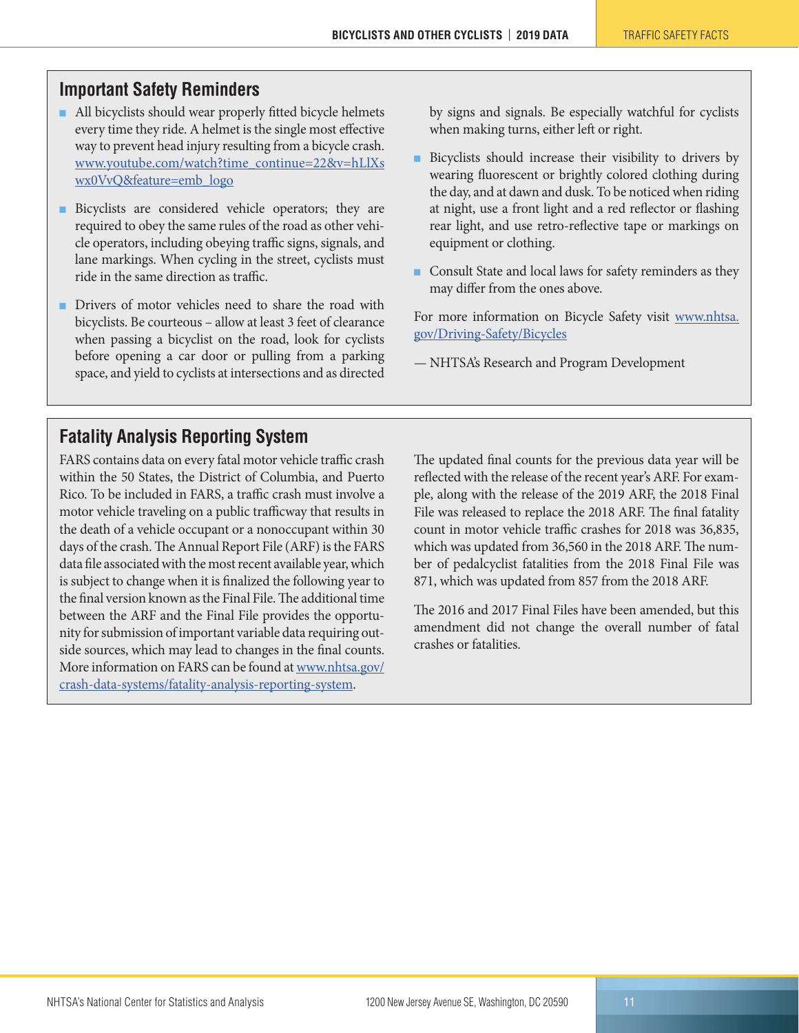## Important Safety Reminders

- All bicyclists should wear properly fitted bicycle helmets every time they ride. A helmet is the single most effective way to prevent head injury resulting from a bicycle crash. www.youtube.com/watch?time_continue=22&v=hLlXswx0VvQ&feature=emb_logo
- Bicyclists are considered vehicle operators; they are required to obey the same rules of the road as other vehicle operators, including obeying traffic signs, signals, and lane markings. When cycling in the street, cyclists must ride in the same direction as traffic.
- Drivers of motor vehicles need to share the road with bicyclists. Be courteous – allow at least 3 feet of clearance when passing a bicyclist on the road, look for cyclists before opening a car door or pulling from a parking space, and yield to cyclists at intersections and as directed by signs and signals. Be especially watchful for cyclists when making turns, either left or right.
- Bicyclists should increase their visibility to drivers by wearing fluorescent or brightly colored clothing during the day, and at dawn and dusk. To be noticed when riding at night, use a front light and a red reflector or flashing rear light, and use retro-reflective tape or markings on equipment or clothing.
- Consult State and local laws for safety reminders as they may differ from the ones above.

For more information on Bicycle Safety visit www.nhtsa.gov/Driving-Safety/Bicycles

— NHTSA's Research and Program Development

## Fatality Analysis Reporting System

FARS contains data on every fatal motor vehicle traffic crash within the 50 States, the District of Columbia, and Puerto Rico. To be included in FARS, a traffic crash must involve a motor vehicle traveling on a public trafficway that results in the death of a vehicle occupant or a nonoccupant within 30 days of the crash. The Annual Report File (ARF) is the FARS data file associated with the most recent available year, which is subject to change when it is finalized the following year to the final version known as the Final File. The additional time between the ARF and the Final File provides the opportunity for submission of important variable data requiring outside sources, which may lead to changes in the final counts. More information on FARS can be found at www.nhtsa.gov/crash-data-systems/fatality-analysis-reporting-system.

The updated final counts for the previous data year will be reflected with the release of the recent year's ARF. For example, along with the release of the 2019 ARF, the 2018 Final File was released to replace the 2018 ARF. The final fatality count in motor vehicle traffic crashes for 2018 was 36,835, which was updated from 36,560 in the 2018 ARF. The number of pedalcyclist fatalities from the 2018 Final File was 871, which was updated from 857 from the 2018 ARF.

The 2016 and 2017 Final Files have been amended, but this amendment did not change the overall number of fatal crashes or fatalities.